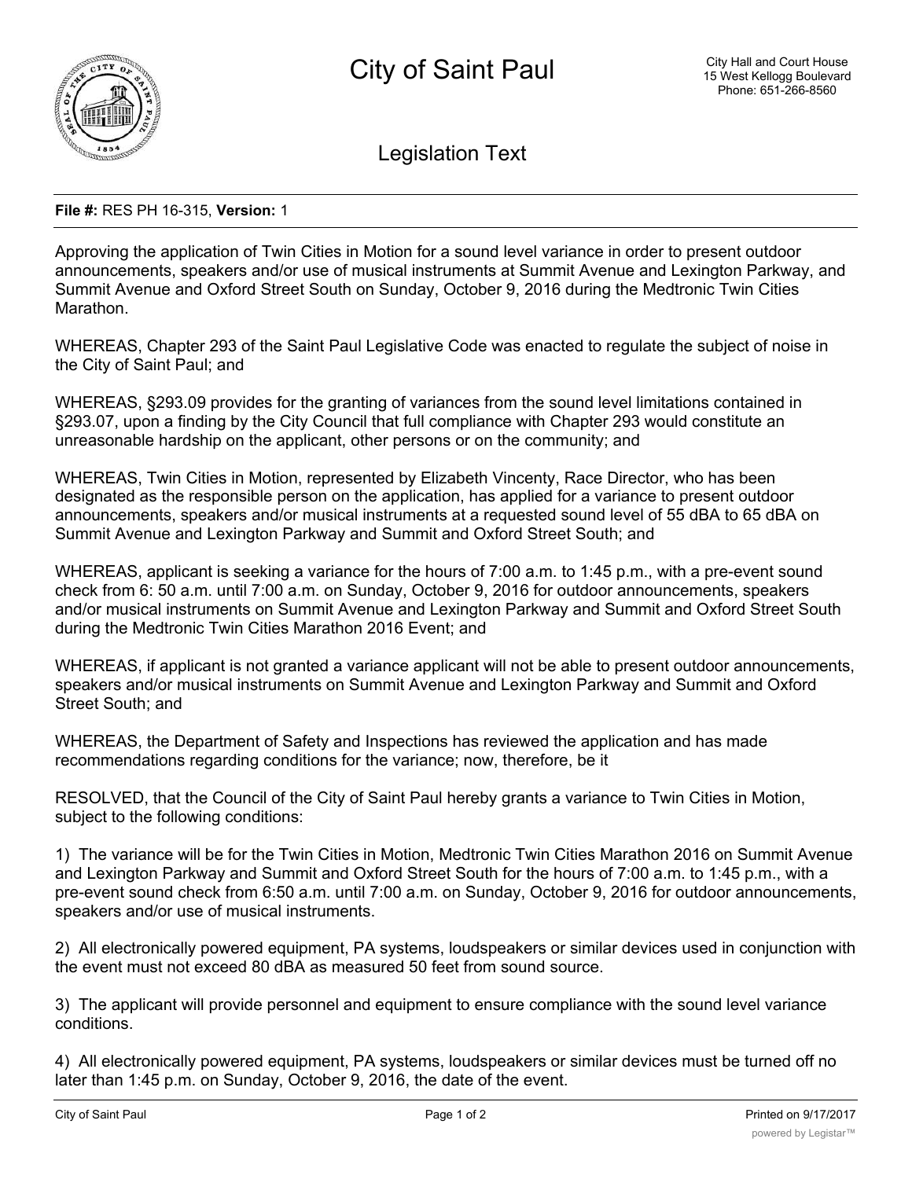# City of Saint Paul

City Hall and Court House
15 West Kellogg Boulevard
Phone: 651-266-8560

## Legislation Text

**File #:** RES PH 16-315, **Version:** 1

Approving the application of Twin Cities in Motion for a sound level variance in order to present outdoor announcements, speakers and/or use of musical instruments at Summit Avenue and Lexington Parkway, and Summit Avenue and Oxford Street South on Sunday, October 9, 2016 during the Medtronic Twin Cities Marathon.

WHEREAS, Chapter 293 of the Saint Paul Legislative Code was enacted to regulate the subject of noise in the City of Saint Paul; and

WHEREAS, §293.09 provides for the granting of variances from the sound level limitations contained in §293.07, upon a finding by the City Council that full compliance with Chapter 293 would constitute an unreasonable hardship on the applicant, other persons or on the community; and

WHEREAS, Twin Cities in Motion, represented by Elizabeth Vincenty, Race Director, who has been designated as the responsible person on the application, has applied for a variance to present outdoor announcements, speakers and/or musical instruments at a requested sound level of 55 dBA to 65 dBA on Summit Avenue and Lexington Parkway and Summit and Oxford Street South; and

WHEREAS, applicant is seeking a variance for the hours of 7:00 a.m. to 1:45 p.m., with a pre-event sound check from 6: 50 a.m. until 7:00 a.m. on Sunday, October 9, 2016 for outdoor announcements, speakers and/or musical instruments on Summit Avenue and Lexington Parkway and Summit and Oxford Street South during the Medtronic Twin Cities Marathon 2016 Event; and

WHEREAS, if applicant is not granted a variance applicant will not be able to present outdoor announcements, speakers and/or musical instruments on Summit Avenue and Lexington Parkway and Summit and Oxford Street South; and

WHEREAS, the Department of Safety and Inspections has reviewed the application and has made recommendations regarding conditions for the variance; now, therefore, be it

RESOLVED, that the Council of the City of Saint Paul hereby grants a variance to Twin Cities in Motion, subject to the following conditions:

1) The variance will be for the Twin Cities in Motion, Medtronic Twin Cities Marathon 2016 on Summit Avenue and Lexington Parkway and Summit and Oxford Street South for the hours of 7:00 a.m. to 1:45 p.m., with a pre-event sound check from 6:50 a.m. until 7:00 a.m. on Sunday, October 9, 2016 for outdoor announcements, speakers and/or use of musical instruments.

2) All electronically powered equipment, PA systems, loudspeakers or similar devices used in conjunction with the event must not exceed 80 dBA as measured 50 feet from sound source.

3) The applicant will provide personnel and equipment to ensure compliance with the sound level variance conditions.

4) All electronically powered equipment, PA systems, loudspeakers or similar devices must be turned off no later than 1:45 p.m. on Sunday, October 9, 2016, the date of the event.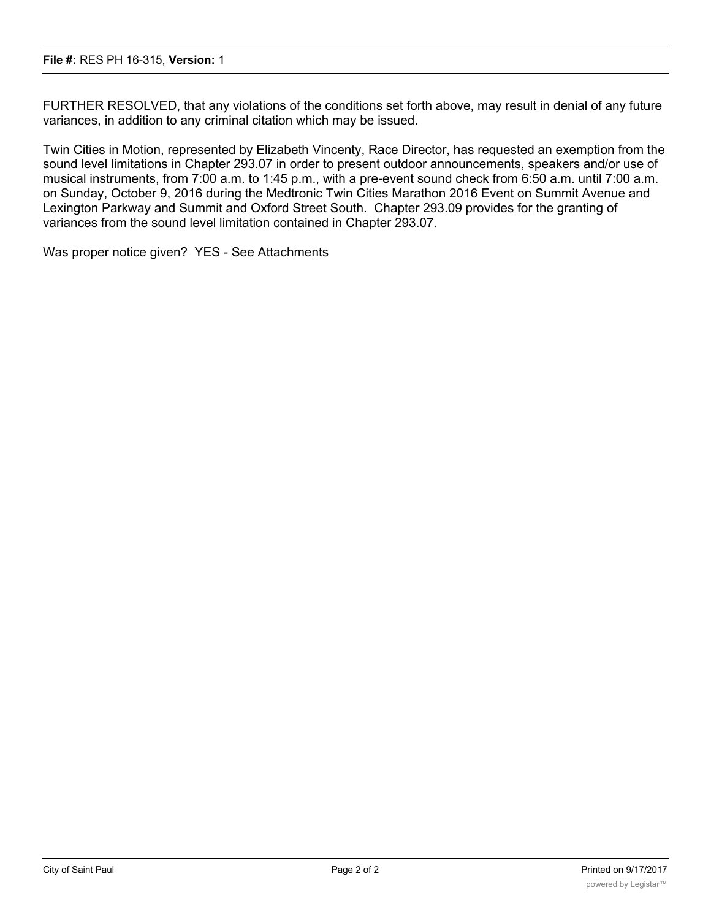FURTHER RESOLVED, that any violations of the conditions set forth above, may result in denial of any future variances, in addition to any criminal citation which may be issued.

Twin Cities in Motion, represented by Elizabeth Vincenty, Race Director, has requested an exemption from the sound level limitations in Chapter 293.07 in order to present outdoor announcements, speakers and/or use of musical instruments, from 7:00 a.m. to 1:45 p.m., with a pre-event sound check from 6:50 a.m. until 7:00 a.m. on Sunday, October 9, 2016 during the Medtronic Twin Cities Marathon 2016 Event on Summit Avenue and Lexington Parkway and Summit and Oxford Street South. Chapter 293.09 provides for the granting of variances from the sound level limitation contained in Chapter 293.07.

Was proper notice given? YES - See Attachments